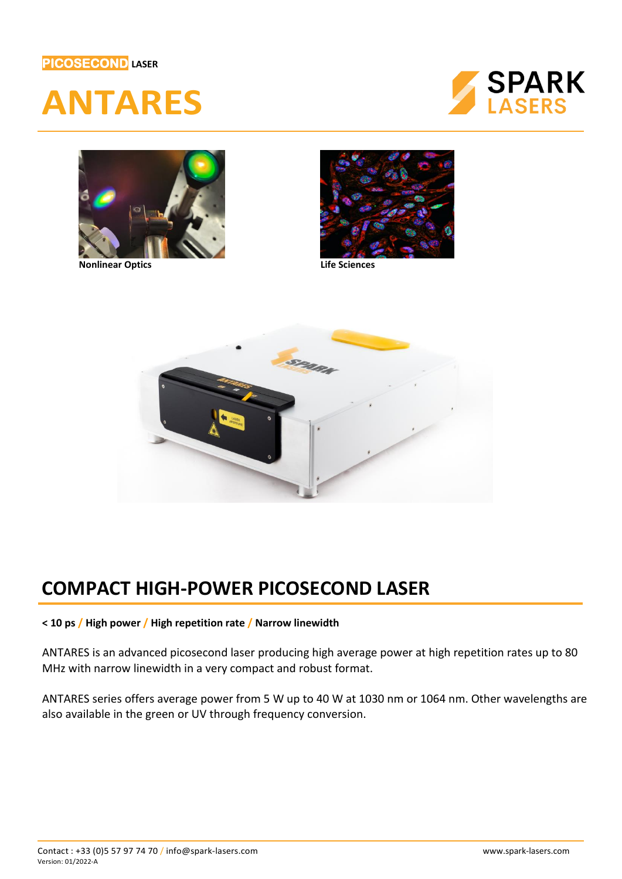PICOSECOND LASER

# ANTARES

Nonlinear Optics

Life Sciences

## COMPACT HIGH-POWER PICOSECOND LASER

**< 10 ps / High power / High repetition rate / Narrow linewidth**

ANTARES is an advanced picosecond laser producing high average power at high repetition rates up to 80 MHz with narrow linewidth in a very compact and robust format.

ANTARES series offers average power from 5 W up to 40 W at 1030 nm or 1064 nm. Other wavelengths are also available in the green or UV through frequency conversion.

Contact : +33 (0)5 57 97 74 70 / info@spark-lasers.com
Version: 01/2022-A

www.spark-lasers.com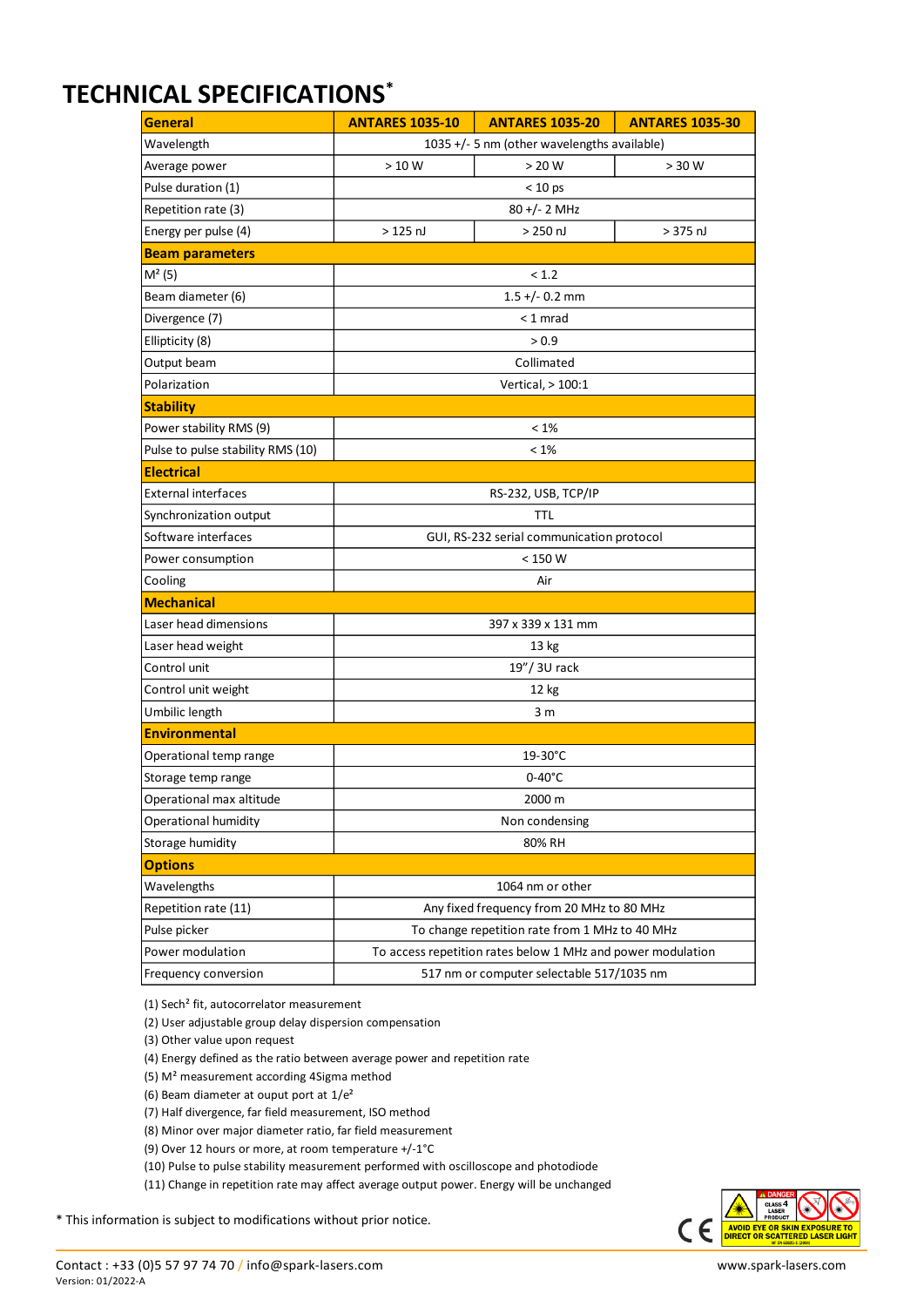# TECHNICAL SPECIFICATIONS*

| General | ANTARES 1035-10 | ANTARES 1035-20 | ANTARES 1035-30 |
|---|---|---|---|
| Wavelength | 1035 +/- 5 nm (other wavelengths available) | | |
| Average power | > 10 W | > 20 W | > 30 W |
| Pulse duration (1) | < 10 ps | | |
| Repetition rate (3) | 80 +/- 2 MHz | | |
| Energy per pulse (4) | > 125 nJ | > 250 nJ | > 375 nJ |
| **Beam parameters** | | | |
| M² (5) | < 1.2 | | |
| Beam diameter (6) | 1.5 +/- 0.2 mm | | |
| Divergence (7) | < 1 mrad | | |
| Ellipticity (8) | > 0.9 | | |
| Output beam | Collimated | | |
| Polarization | Vertical, > 100:1 | | |
| **Stability** | | | |
| Power stability RMS (9) | < 1% | | |
| Pulse to pulse stability RMS (10) | < 1% | | |
| **Electrical** | | | |
| External interfaces | RS-232, USB, TCP/IP | | |
| Synchronization output | TTL | | |
| Software interfaces | GUI, RS-232 serial communication protocol | | |
| Power consumption | < 150 W | | |
| Cooling | Air | | |
| **Mechanical** | | | |
| Laser head dimensions | 397 x 339 x 131 mm | | |
| Laser head weight | 13 kg | | |
| Control unit | 19"/ 3U rack | | |
| Control unit weight | 12 kg | | |
| Umbilic length | 3 m | | |
| **Environmental** | | | |
| Operational temp range | 19-30°C | | |
| Storage temp range | 0-40°C | | |
| Operational max altitude | 2000 m | | |
| Operational humidity | Non condensing | | |
| Storage humidity | 80% RH | | |
| **Options** | | | |
| Wavelengths | 1064 nm or other | | |
| Repetition rate (11) | Any fixed frequency from 20 MHz to 80 MHz | | |
| Pulse picker | To change repetition rate from 1 MHz to 40 MHz | | |
| Power modulation | To access repetition rates below 1 MHz and power modulation | | |
| Frequency conversion | 517 nm or computer selectable 517/1035 nm | | |

(1) Sech² fit, autocorrelator measurement
(2) User adjustable group delay dispersion compensation
(3) Other value upon request
(4) Energy defined as the ratio between average power and repetition rate
(5) M² measurement according 4Sigma method
(6) Beam diameter at ouput port at $1/e^2$
(7) Half divergence, far field measurement, ISO method
(8) Minor over major diameter ratio, far field measurement
(9) Over 12 hours or more, at room temperature +/-1°C
(10) Pulse to pulse stability measurement performed with oscilloscope and photodiode
(11) Change in repetition rate may affect average output power. Energy will be unchanged

\* This information is subject to modifications without prior notice.

CE

DANGER — CLASS 4 LASER PRODUCT — AVOID EYE OR SKIN EXPOSURE TO DIRECT OR SCATTERED LASER LIGHT

Contact : +33 (0)5 57 97 74 70 / info@spark-lasers.com — www.spark-lasers.com
Version: 01/2022-A